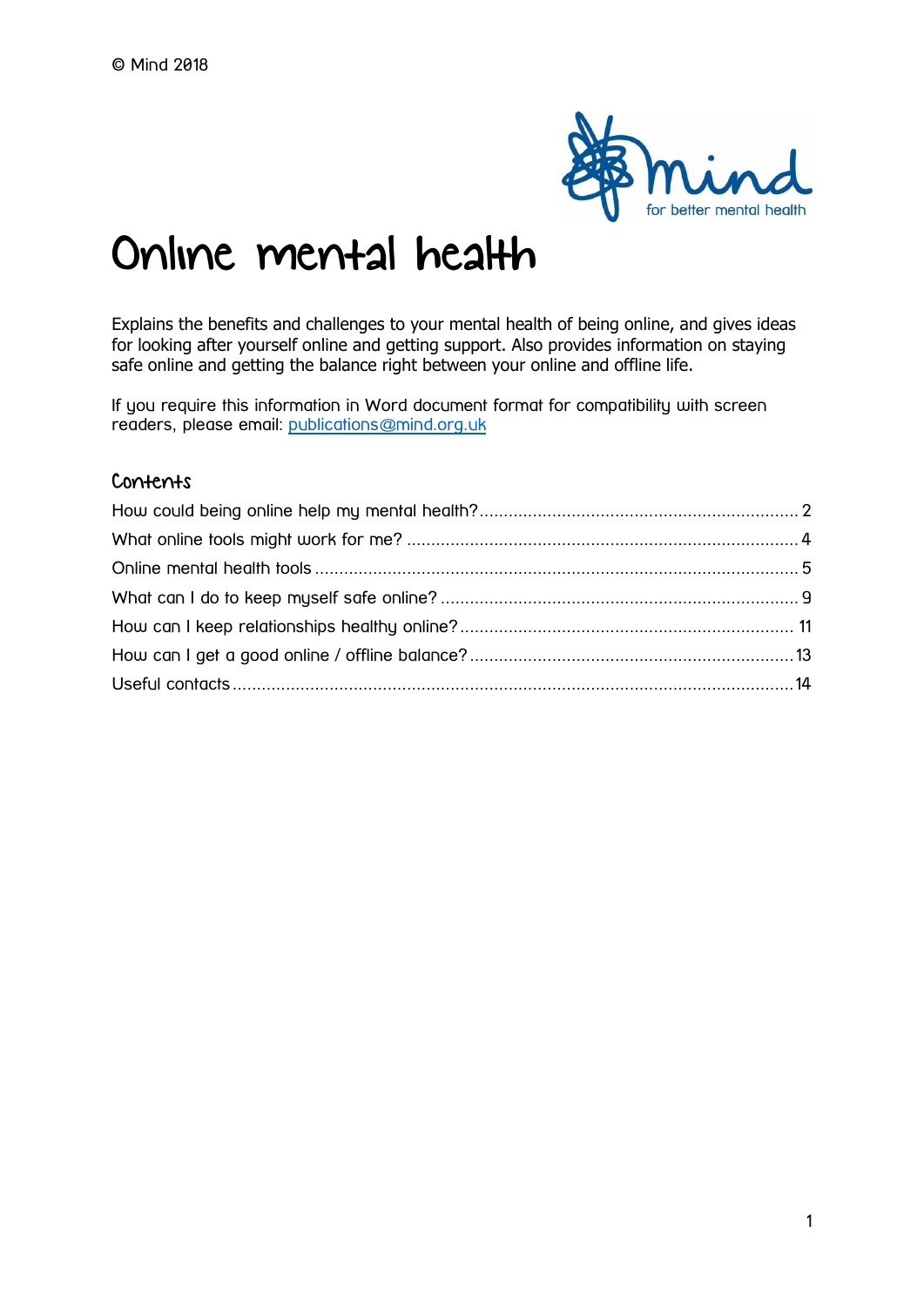© Mind 2018

# Online mental health

Explains the benefits and challenges to your mental health of being online, and gives ideas for looking after yourself online and getting support. Also provides information on staying safe online and getting the balance right between your online and offline life.

If you require this information in Word document format for compatibility with screen readers, please email: publications@mind.org.uk

## Contents

How could being online help my mental health? .......... 2
What online tools might work for me? .......... 4
Online mental health tools .......... 5
What can I do to keep myself safe online? .......... 9
How can I keep relationships healthy online? .......... 11
How can I get a good online / offline balance? .......... 13
Useful contacts .......... 14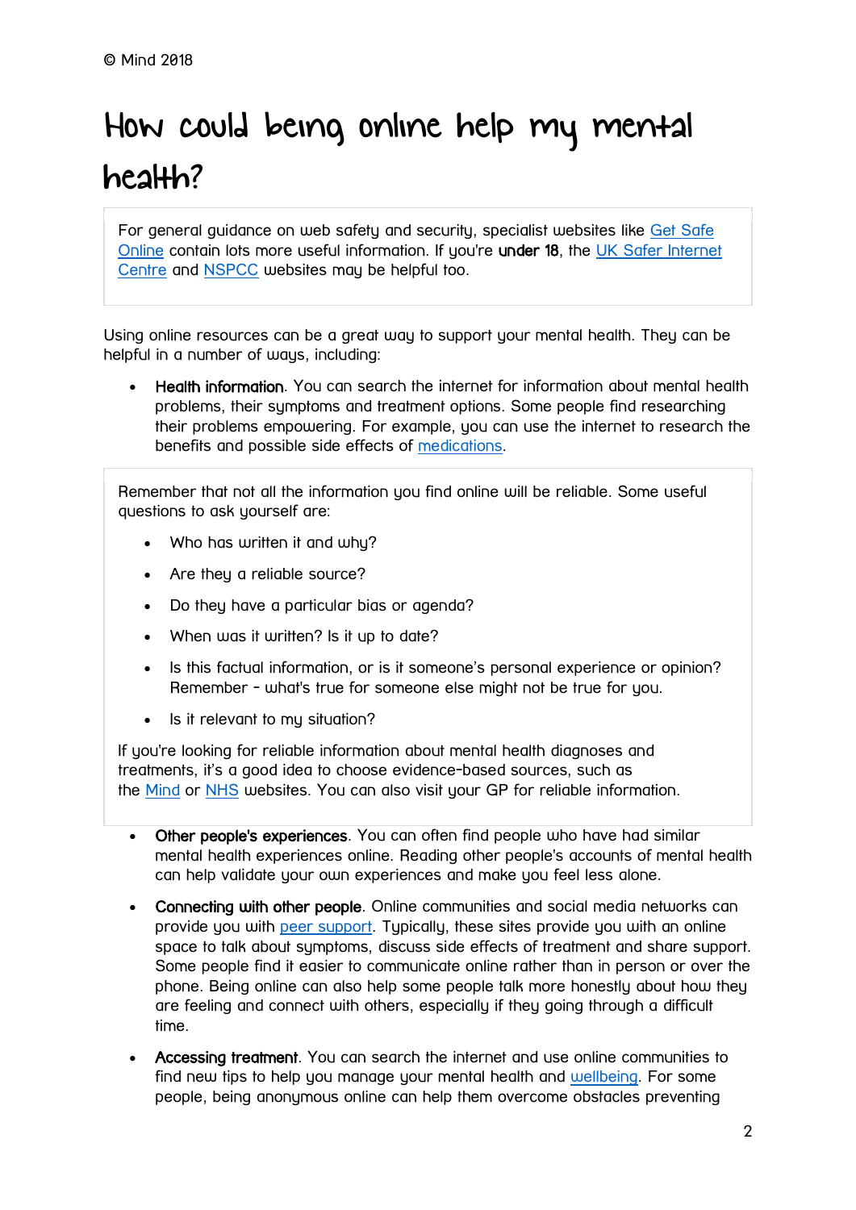© Mind 2018

# How could being online help my mental health?

For general guidance on web safety and security, specialist websites like Get Safe Online contain lots more useful information. If you're **under 18**, the UK Safer Internet Centre and NSPCC websites may be helpful too.

Using online resources can be a great way to support your mental health. They can be helpful in a number of ways, including:

- **Health information**. You can search the internet for information about mental health problems, their symptoms and treatment options. Some people find researching their problems empowering. For example, you can use the internet to research the benefits and possible side effects of medications.

Remember that not all the information you find online will be reliable. Some useful questions to ask yourself are:

- Who has written it and why?
- Are they a reliable source?
- Do they have a particular bias or agenda?
- When was it written? Is it up to date?
- Is this factual information, or is it someone's personal experience or opinion? Remember - what's true for someone else might not be true for you.
- Is it relevant to my situation?

If you're looking for reliable information about mental health diagnoses and treatments, it's a good idea to choose evidence-based sources, such as the Mind or NHS websites. You can also visit your GP for reliable information.

- **Other people's experiences**. You can often find people who have had similar mental health experiences online. Reading other people's accounts of mental health can help validate your own experiences and make you feel less alone.
- **Connecting with other people**. Online communities and social media networks can provide you with peer support. Typically, these sites provide you with an online space to talk about symptoms, discuss side effects of treatment and share support. Some people find it easier to communicate online rather than in person or over the phone. Being online can also help some people talk more honestly about how they are feeling and connect with others, especially if they going through a difficult time.
- **Accessing treatment**. You can search the internet and use online communities to find new tips to help you manage your mental health and wellbeing. For some people, being anonymous online can help them overcome obstacles preventing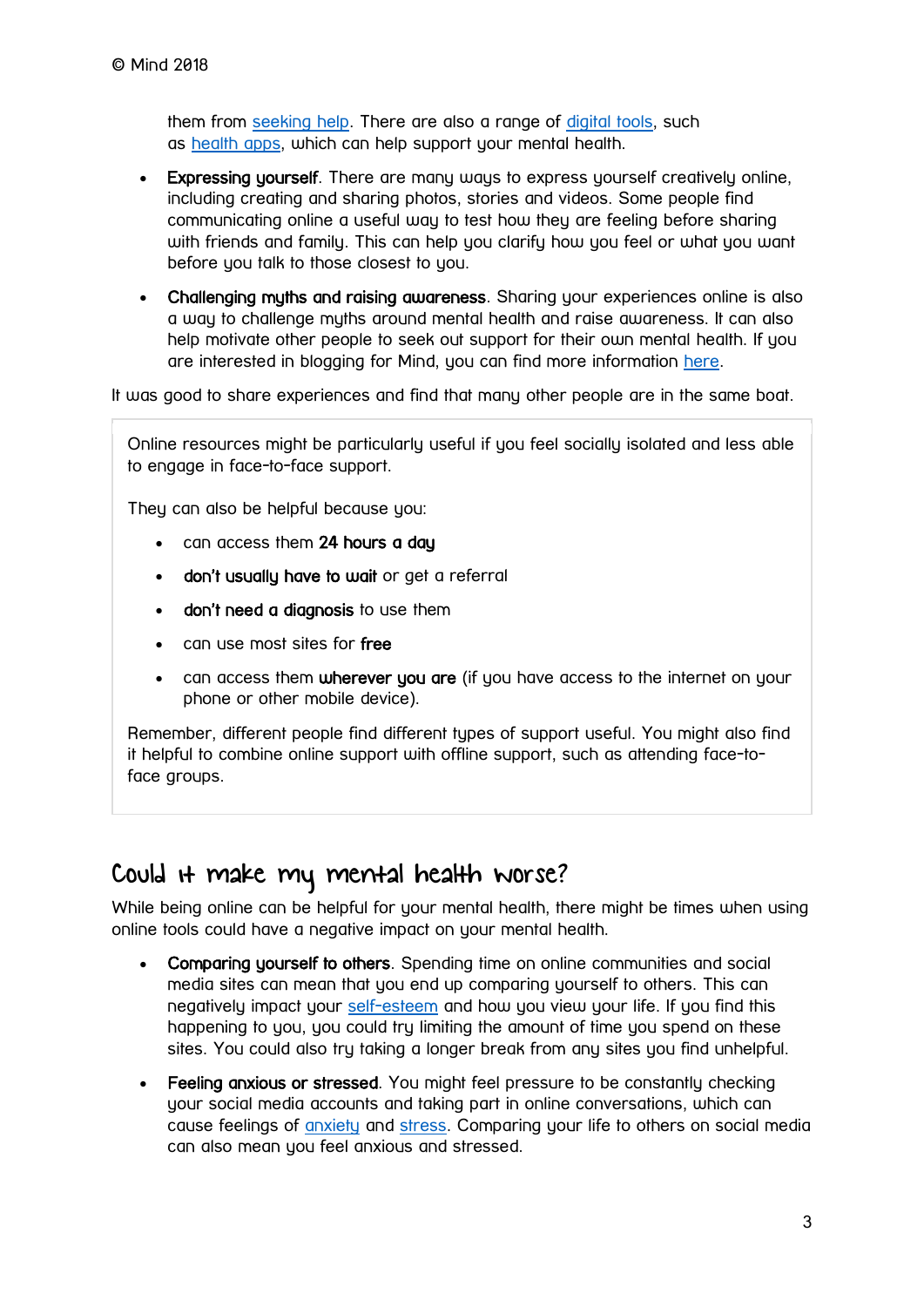them from seeking help. There are also a range of digital tools, such as health apps, which can help support your mental health.

- **Expressing yourself**. There are many ways to express yourself creatively online, including creating and sharing photos, stories and videos. Some people find communicating online a useful way to test how they are feeling before sharing with friends and family. This can help you clarify how you feel or what you want before you talk to those closest to you.
- **Challenging myths and raising awareness**. Sharing your experiences online is also a way to challenge myths around mental health and raise awareness. It can also help motivate other people to seek out support for their own mental health. If you are interested in blogging for Mind, you can find more information here.

It was good to share experiences and find that many other people are in the same boat.

Online resources might be particularly useful if you feel socially isolated and less able to engage in face-to-face support.

They can also be helpful because you:

- can access them **24 hours a day**
- **don't usually have to wait** or get a referral
- **don't need a diagnosis** to use them
- can use most sites for **free**
- can access them **wherever you are** (if you have access to the internet on your phone or other mobile device).

Remember, different people find different types of support useful. You might also find it helpful to combine online support with offline support, such as attending face-to-face groups.

## Could it make my mental health worse?

While being online can be helpful for your mental health, there might be times when using online tools could have a negative impact on your mental health.

- **Comparing yourself to others**. Spending time on online communities and social media sites can mean that you end up comparing yourself to others. This can negatively impact your self-esteem and how you view your life. If you find this happening to you, you could try limiting the amount of time you spend on these sites. You could also try taking a longer break from any sites you find unhelpful.
- **Feeling anxious or stressed**. You might feel pressure to be constantly checking your social media accounts and taking part in online conversations, which can cause feelings of anxiety and stress. Comparing your life to others on social media can also mean you feel anxious and stressed.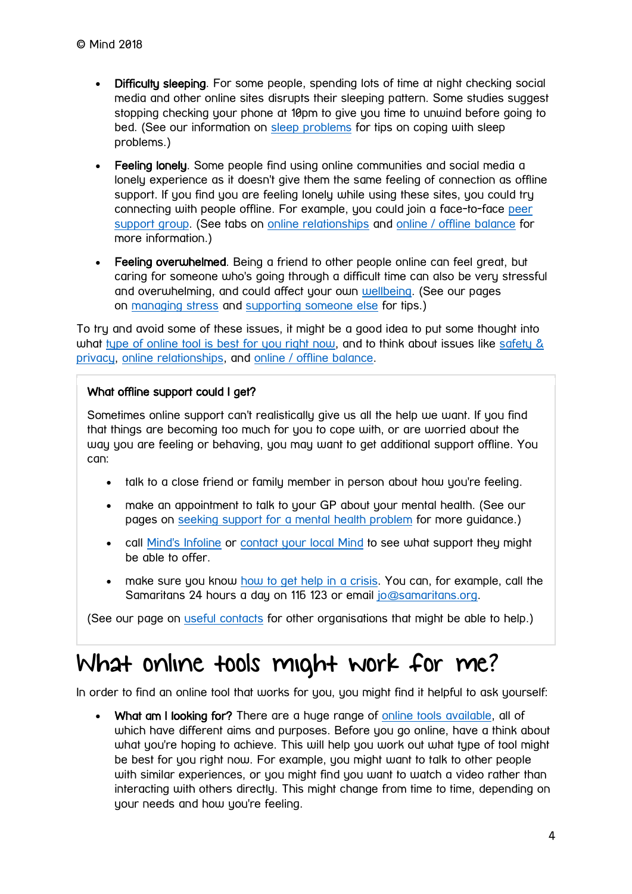- **Difficulty sleeping**. For some people, spending lots of time at night checking social media and other online sites disrupts their sleeping pattern. Some studies suggest stopping checking your phone at 10pm to give you time to unwind before going to bed. (See our information on sleep problems for tips on coping with sleep problems.)
- **Feeling lonely**. Some people find using online communities and social media a lonely experience as it doesn't give them the same feeling of connection as offline support. If you find you are feeling lonely while using these sites, you could try connecting with people offline. For example, you could join a face-to-face peer support group. (See tabs on online relationships and online / offline balance for more information.)
- **Feeling overwhelmed**. Being a friend to other people online can feel great, but caring for someone who's going through a difficult time can also be very stressful and overwhelming, and could affect your own wellbeing. (See our pages on managing stress and supporting someone else for tips.)

To try and avoid some of these issues, it might be a good idea to put some thought into what type of online tool is best for you right now, and to think about issues like safety & privacy, online relationships, and online / offline balance.

**What offline support could I get?**

Sometimes online support can't realistically give us all the help we want. If you find that things are becoming too much for you to cope with, or are worried about the way you are feeling or behaving, you may want to get additional support offline. You can:

- talk to a close friend or family member in person about how you're feeling.
- make an appointment to talk to your GP about your mental health. (See our pages on seeking support for a mental health problem for more guidance.)
- call Mind's Infoline or contact your local Mind to see what support they might be able to offer.
- make sure you know how to get help in a crisis. You can, for example, call the Samaritans 24 hours a day on 116 123 or email jo@samaritans.org.

(See our page on useful contacts for other organisations that might be able to help.)

# What online tools might work for me?

In order to find an online tool that works for you, you might find it helpful to ask yourself:

- **What am I looking for?** There are a huge range of online tools available, all of which have different aims and purposes. Before you go online, have a think about what you're hoping to achieve. This will help you work out what type of tool might be best for you right now. For example, you might want to talk to other people with similar experiences, or you might find you want to watch a video rather than interacting with others directly. This might change from time to time, depending on your needs and how you're feeling.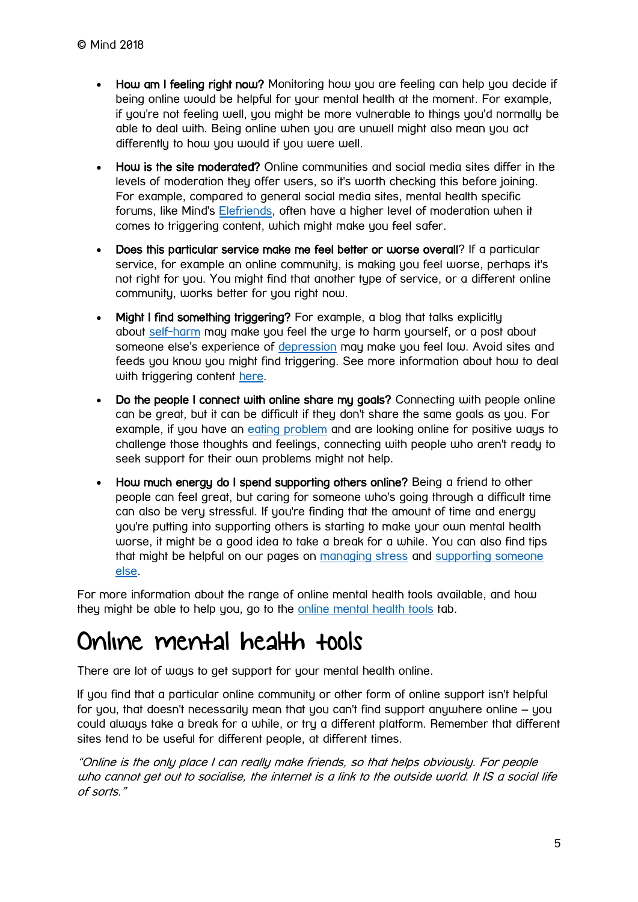- **How am I feeling right now?** Monitoring how you are feeling can help you decide if being online would be helpful for your mental health at the moment. For example, if you're not feeling well, you might be more vulnerable to things you'd normally be able to deal with. Being online when you are unwell might also mean you act differently to how you would if you were well.
- **How is the site moderated?** Online communities and social media sites differ in the levels of moderation they offer users, so it's worth checking this before joining. For example, compared to general social media sites, mental health specific forums, like Mind's Elefriends, often have a higher level of moderation when it comes to triggering content, which might make you feel safer.
- **Does this particular service make me feel better or worse overall**? If a particular service, for example an online community, is making you feel worse, perhaps it's not right for you. You might find that another type of service, or a different online community, works better for you right now.
- **Might I find something triggering?** For example, a blog that talks explicitly about self-harm may make you feel the urge to harm yourself, or a post about someone else's experience of depression may make you feel low. Avoid sites and feeds you know you might find triggering. See more information about how to deal with triggering content here.
- **Do the people I connect with online share my goals?** Connecting with people online can be great, but it can be difficult if they don't share the same goals as you. For example, if you have an eating problem and are looking online for positive ways to challenge those thoughts and feelings, connecting with people who aren't ready to seek support for their own problems might not help.
- **How much energy do I spend supporting others online?** Being a friend to other people can feel great, but caring for someone who's going through a difficult time can also be very stressful. If you're finding that the amount of time and energy you're putting into supporting others is starting to make your own mental health worse, it might be a good idea to take a break for a while. You can also find tips that might be helpful on our pages on managing stress and supporting someone else.

For more information about the range of online mental health tools available, and how they might be able to help you, go to the online mental health tools tab.

# Online mental health tools

There are lot of ways to get support for your mental health online.

If you find that a particular online community or other form of online support isn't helpful for you, that doesn't necessarily mean that you can't find support anywhere online – you could always take a break for a while, or try a different platform. Remember that different sites tend to be useful for different people, at different times.

*"Online is the only place I can really make friends, so that helps obviously. For people who cannot get out to socialise, the internet is a link to the outside world. It IS a social life of sorts."*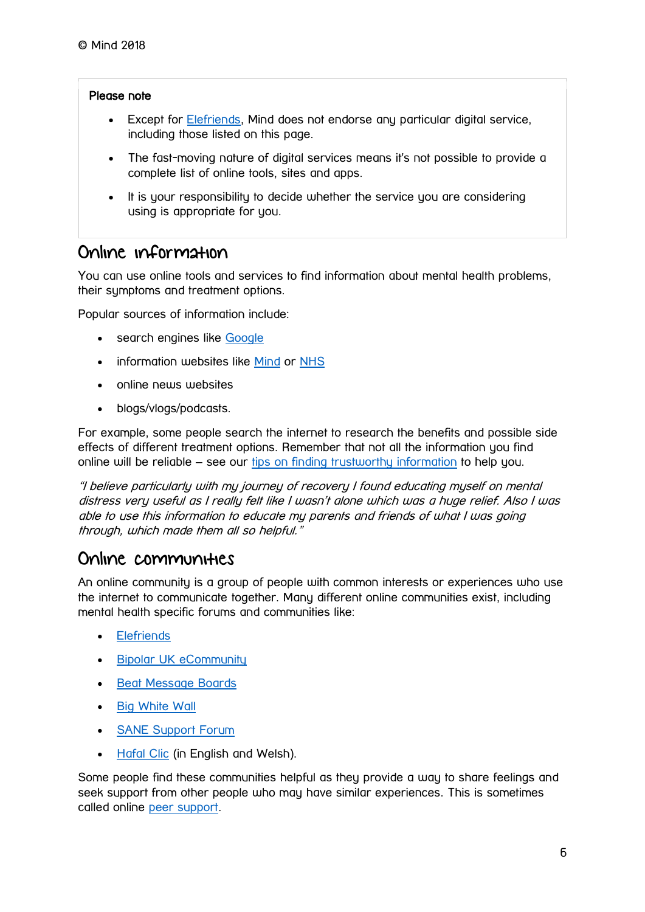© Mind 2018

**Please note**

- Except for Elefriends, Mind does not endorse any particular digital service, including those listed on this page.
- The fast-moving nature of digital services means it's not possible to provide a complete list of online tools, sites and apps.
- It is your responsibility to decide whether the service you are considering using is appropriate for you.

## Online information

You can use online tools and services to find information about mental health problems, their symptoms and treatment options.

Popular sources of information include:

- search engines like Google
- information websites like Mind or NHS
- online news websites
- blogs/vlogs/podcasts.

For example, some people search the internet to research the benefits and possible side effects of different treatment options. Remember that not all the information you find online will be reliable – see our tips on finding trustworthy information to help you.

*"I believe particularly with my journey of recovery I found educating myself on mental distress very useful as I really felt like I wasn't alone which was a huge relief. Also I was able to use this information to educate my parents and friends of what I was going through, which made them all so helpful."*

## Online communities

An online community is a group of people with common interests or experiences who use the internet to communicate together. Many different online communities exist, including mental health specific forums and communities like:

- Elefriends
- Bipolar UK eCommunity
- Beat Message Boards
- Big White Wall
- SANE Support Forum
- Hafal Clic (in English and Welsh).

Some people find these communities helpful as they provide a way to share feelings and seek support from other people who may have similar experiences. This is sometimes called online peer support.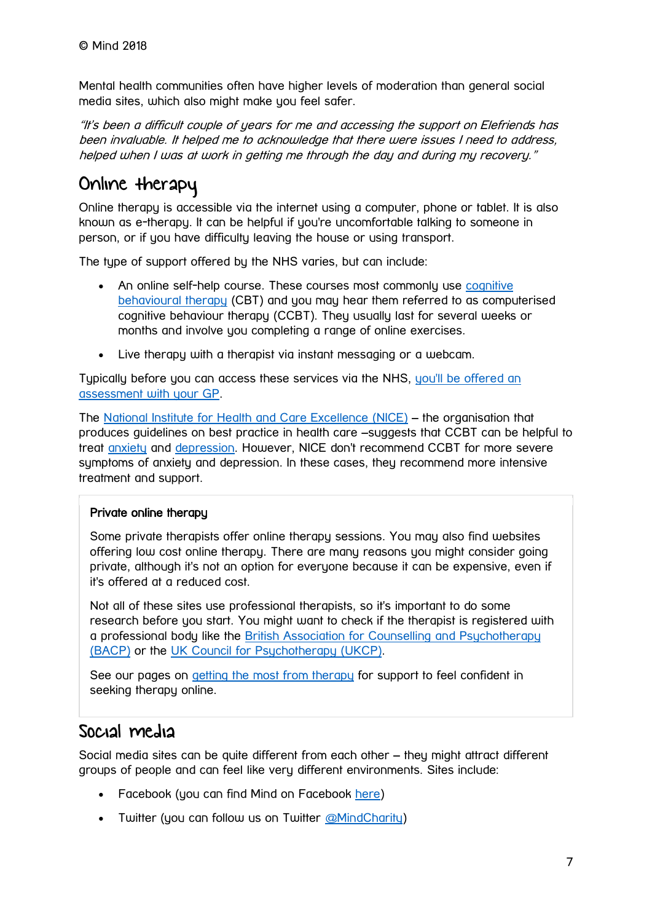© Mind 2018

Mental health communities often have higher levels of moderation than general social media sites, which also might make you feel safer.

*"It's been a difficult couple of years for me and accessing the support on Elefriends has been invaluable. It helped me to acknowledge that there were issues I need to address, helped when I was at work in getting me through the day and during my recovery."*

## Online therapy

Online therapy is accessible via the internet using a computer, phone or tablet. It is also known as e-therapy. It can be helpful if you're uncomfortable talking to someone in person, or if you have difficulty leaving the house or using transport.

The type of support offered by the NHS varies, but can include:

- An online self-help course. These courses most commonly use cognitive behavioural therapy (CBT) and you may hear them referred to as computerised cognitive behaviour therapy (CCBT). They usually last for several weeks or months and involve you completing a range of online exercises.
- Live therapy with a therapist via instant messaging or a webcam.

Typically before you can access these services via the NHS, you'll be offered an assessment with your GP.

The National Institute for Health and Care Excellence (NICE) – the organisation that produces guidelines on best practice in health care –suggests that CCBT can be helpful to treat anxiety and depression. However, NICE don't recommend CCBT for more severe symptoms of anxiety and depression. In these cases, they recommend more intensive treatment and support.

**Private online therapy**

Some private therapists offer online therapy sessions. You may also find websites offering low cost online therapy. There are many reasons you might consider going private, although it's not an option for everyone because it can be expensive, even if it's offered at a reduced cost.

Not all of these sites use professional therapists, so it's important to do some research before you start. You might want to check if the therapist is registered with a professional body like the British Association for Counselling and Psychotherapy (BACP) or the UK Council for Psychotherapy (UKCP).

See our pages on getting the most from therapy for support to feel confident in seeking therapy online.

## Social media

Social media sites can be quite different from each other – they might attract different groups of people and can feel like very different environments. Sites include:

- Facebook (you can find Mind on Facebook here)
- Twitter (you can follow us on Twitter @MindCharity)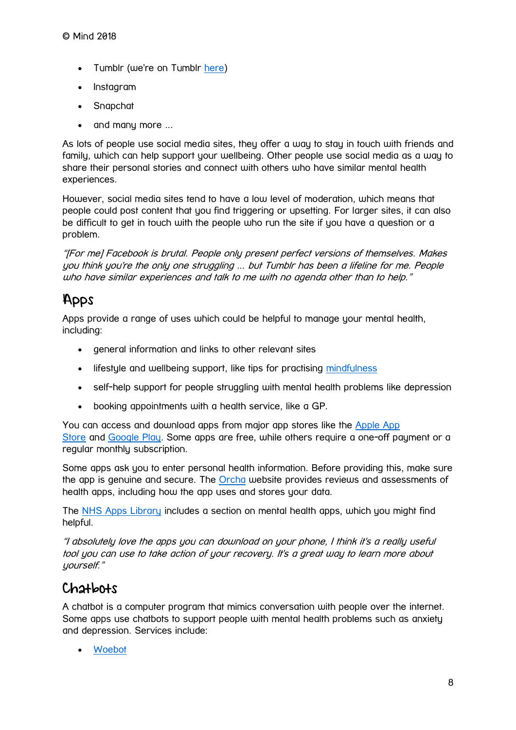- Tumblr (we're on Tumblr here)
- Instagram
- Snapchat
- and many more ...

As lots of people use social media sites, they offer a way to stay in touch with friends and family, which can help support your wellbeing. Other people use social media as a way to share their personal stories and connect with others who have similar mental health experiences.

However, social media sites tend to have a low level of moderation, which means that people could post content that you find triggering or upsetting. For larger sites, it can also be difficult to get in touch with the people who run the site if you have a question or a problem.

*"[For me] Facebook is brutal. People only present perfect versions of themselves. Makes you think you're the only one struggling ... but Tumblr has been a lifeline for me. People who have similar experiences and talk to me with no agenda other than to help."*

## Apps

Apps provide a range of uses which could be helpful to manage your mental health, including:

- general information and links to other relevant sites
- lifestyle and wellbeing support, like tips for practising mindfulness
- self-help support for people struggling with mental health problems like depression
- booking appointments with a health service, like a GP.

You can access and download apps from major app stores like the Apple App Store and Google Play. Some apps are free, while others require a one-off payment or a regular monthly subscription.

Some apps ask you to enter personal health information. Before providing this, make sure the app is genuine and secure. The Orcha website provides reviews and assessments of health apps, including how the app uses and stores your data.

The NHS Apps Library includes a section on mental health apps, which you might find helpful.

*"I absolutely love the apps you can download on your phone, I think it's a really useful tool you can use to take action of your recovery. It's a great way to learn more about yourself."*

## Chatbots

A chatbot is a computer program that mimics conversation with people over the internet. Some apps use chatbots to support people with mental health problems such as anxiety and depression. Services include:

- Woebot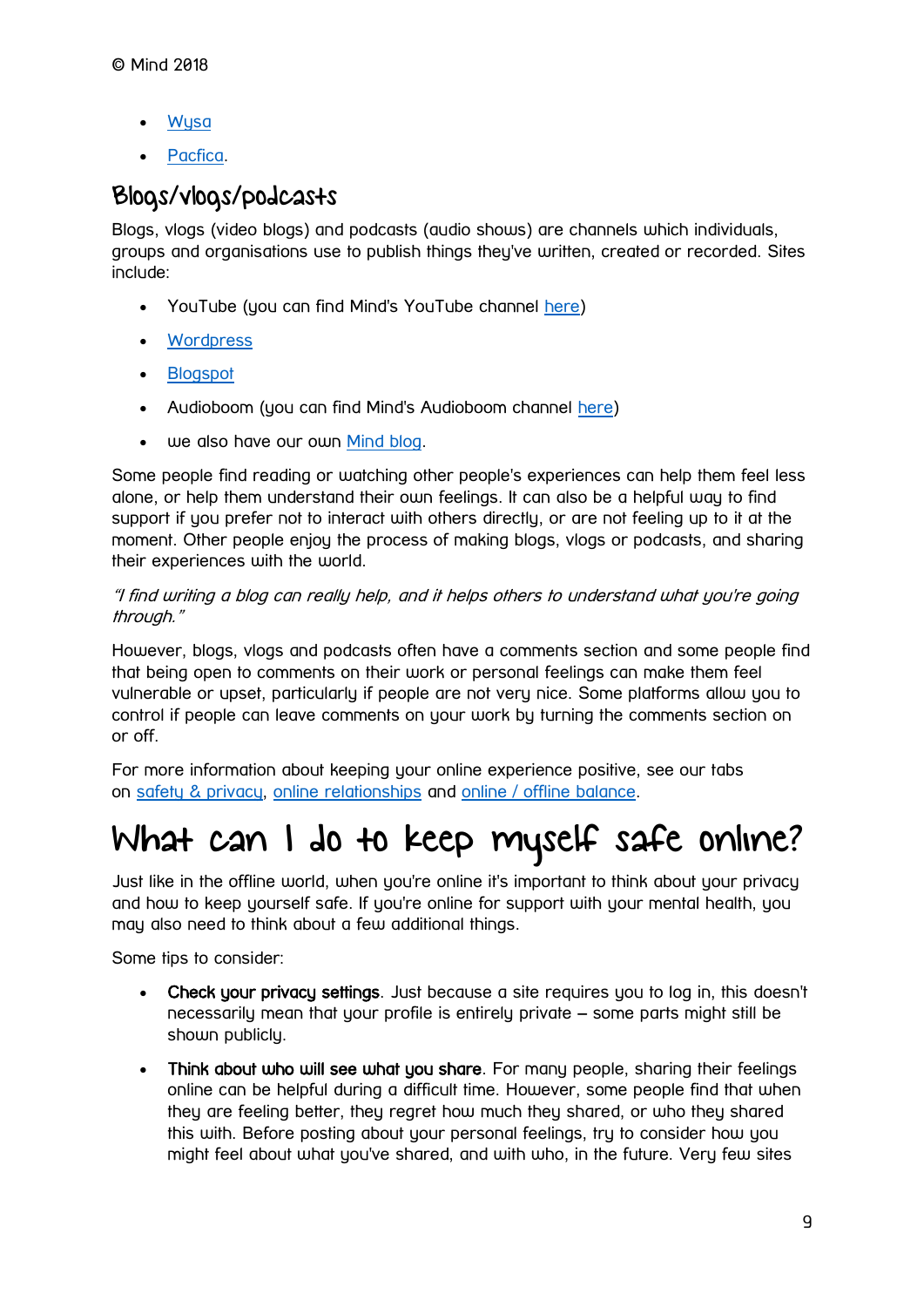- Wysa
- Pacfica.

## Blogs/vlogs/podcasts

Blogs, vlogs (video blogs) and podcasts (audio shows) are channels which individuals, groups and organisations use to publish things they've written, created or recorded. Sites include:

- YouTube (you can find Mind's YouTube channel here)
- Wordpress
- Blogspot
- Audioboom (you can find Mind's Audioboom channel here)
- we also have our own Mind blog.

Some people find reading or watching other people's experiences can help them feel less alone, or help them understand their own feelings. It can also be a helpful way to find support if you prefer not to interact with others directly, or are not feeling up to it at the moment. Other people enjoy the process of making blogs, vlogs or podcasts, and sharing their experiences with the world.

*"I find writing a blog can really help, and it helps others to understand what you're going through."*

However, blogs, vlogs and podcasts often have a comments section and some people find that being open to comments on their work or personal feelings can make them feel vulnerable or upset, particularly if people are not very nice. Some platforms allow you to control if people can leave comments on your work by turning the comments section on or off.

For more information about keeping your online experience positive, see our tabs on safety & privacy, online relationships and online / offline balance.

# What can I do to keep myself safe online?

Just like in the offline world, when you're online it's important to think about your privacy and how to keep yourself safe. If you're online for support with your mental health, you may also need to think about a few additional things.

Some tips to consider:

- **Check your privacy settings**. Just because a site requires you to log in, this doesn't necessarily mean that your profile is entirely private – some parts might still be shown publicly.
- **Think about who will see what you share**. For many people, sharing their feelings online can be helpful during a difficult time. However, some people find that when they are feeling better, they regret how much they shared, or who they shared this with. Before posting about your personal feelings, try to consider how you might feel about what you've shared, and with who, in the future. Very few sites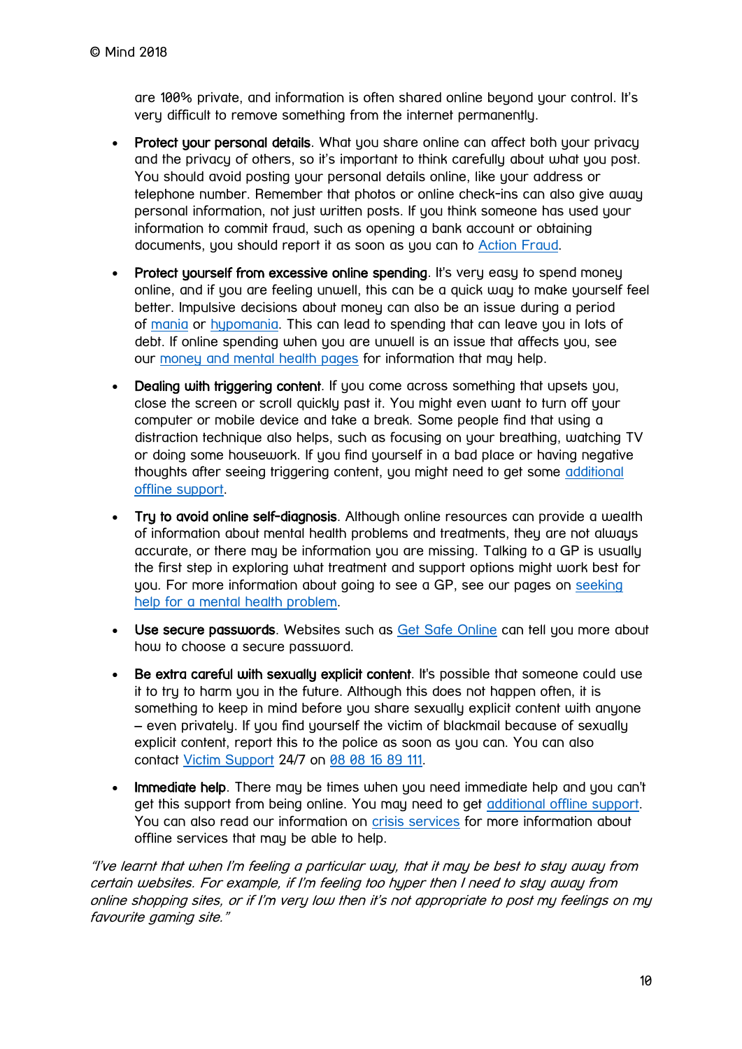are 100% private, and information is often shared online beyond your control. It's very difficult to remove something from the internet permanently.

- **Protect your personal details**. What you share online can affect both your privacy and the privacy of others, so it's important to think carefully about what you post. You should avoid posting your personal details online, like your address or telephone number. Remember that photos or online check-ins can also give away personal information, not just written posts. If you think someone has used your information to commit fraud, such as opening a bank account or obtaining documents, you should report it as soon as you can to Action Fraud.

- **Protect yourself from excessive online spending**. It's very easy to spend money online, and if you are feeling unwell, this can be a quick way to make yourself feel better. Impulsive decisions about money can also be an issue during a period of mania or hypomania. This can lead to spending that can leave you in lots of debt. If online spending when you are unwell is an issue that affects you, see our money and mental health pages for information that may help.

- **Dealing with triggering content**. If you come across something that upsets you, close the screen or scroll quickly past it. You might even want to turn off your computer or mobile device and take a break. Some people find that using a distraction technique also helps, such as focusing on your breathing, watching TV or doing some housework. If you find yourself in a bad place or having negative thoughts after seeing triggering content, you might need to get some additional offline support.

- **Try to avoid online self-diagnosis**. Although online resources can provide a wealth of information about mental health problems and treatments, they are not always accurate, or there may be information you are missing. Talking to a GP is usually the first step in exploring what treatment and support options might work best for you. For more information about going to see a GP, see our pages on seeking help for a mental health problem.

- **Use secure passwords**. Websites such as Get Safe Online can tell you more about how to choose a secure password.

- **Be extra careful with sexually explicit content**. It's possible that someone could use it to try to harm you in the future. Although this does not happen often, it is something to keep in mind before you share sexually explicit content with anyone – even privately. If you find yourself the victim of blackmail because of sexually explicit content, report this to the police as soon as you can. You can also contact Victim Support 24/7 on 08 08 16 89 111.

- **Immediate help**. There may be times when you need immediate help and you can't get this support from being online. You may need to get additional offline support. You can also read our information on crisis services for more information about offline services that may be able to help.

*"I've learnt that when I'm feeling a particular way, that it may be best to stay away from certain websites. For example, if I'm feeling too hyper then I need to stay away from online shopping sites, or if I'm very low then it's not appropriate to post my feelings on my favourite gaming site."*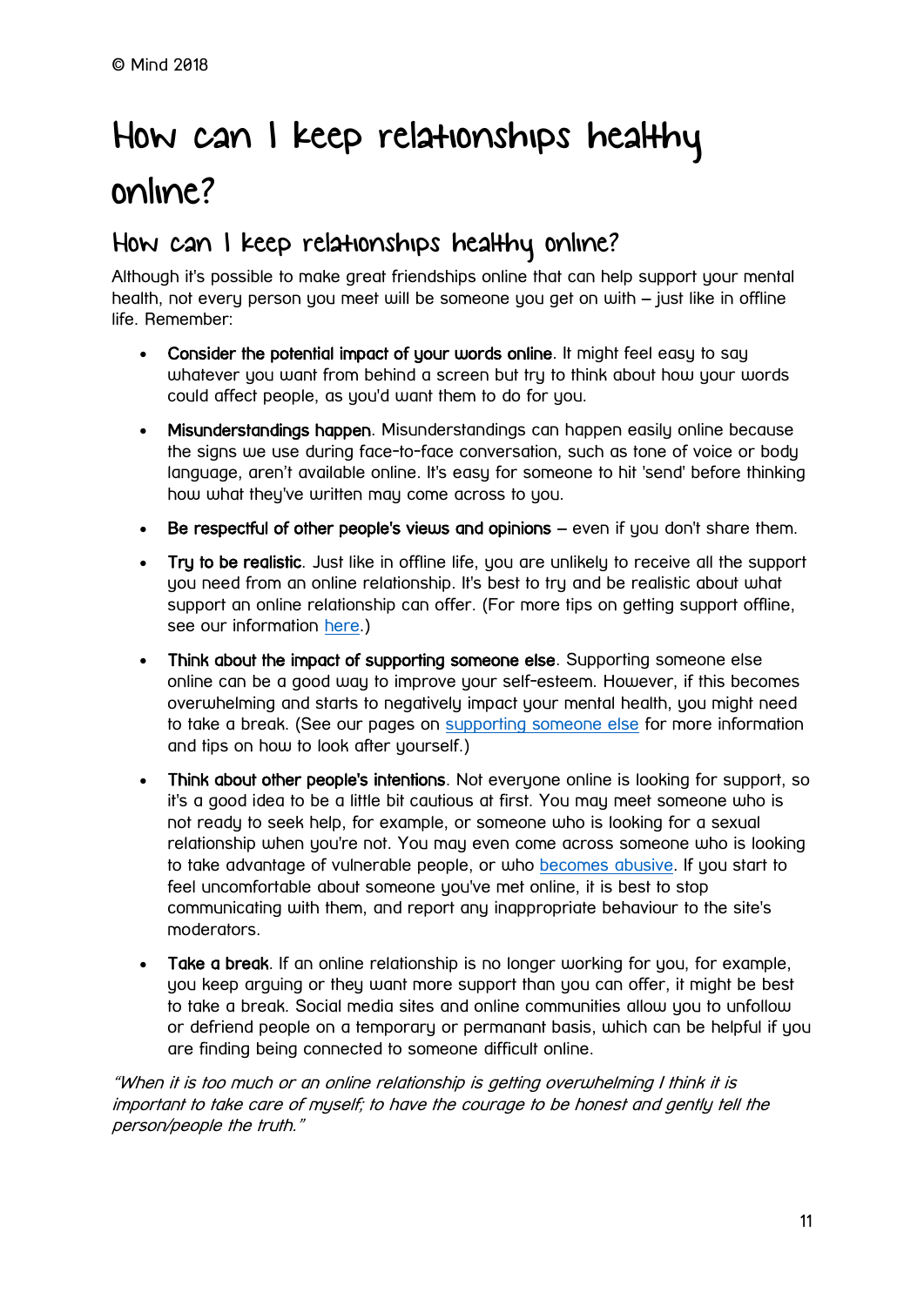© Mind 2018

# How can I keep relationships healthy online?

## How can I keep relationships healthy online?

Although it's possible to make great friendships online that can help support your mental health, not every person you meet will be someone you get on with – just like in offline life. Remember:

- **Consider the potential impact of your words online**. It might feel easy to say whatever you want from behind a screen but try to think about how your words could affect people, as you'd want them to do for you.
- **Misunderstandings happen**. Misunderstandings can happen easily online because the signs we use during face-to-face conversation, such as tone of voice or body language, aren't available online. It's easy for someone to hit 'send' before thinking how what they've written may come across to you.
- **Be respectful of other people's views and opinions** – even if you don't share them.
- **Try to be realistic**. Just like in offline life, you are unlikely to receive all the support you need from an online relationship. It's best to try and be realistic about what support an online relationship can offer. (For more tips on getting support offline, see our information [here](#).)
- **Think about the impact of supporting someone else**. Supporting someone else online can be a good way to improve your self-esteem. However, if this becomes overwhelming and starts to negatively impact your mental health, you might need to take a break. (See our pages on [supporting someone else](#) for more information and tips on how to look after yourself.)
- **Think about other people's intentions**. Not everyone online is looking for support, so it's a good idea to be a little bit cautious at first. You may meet someone who is not ready to seek help, for example, or someone who is looking for a sexual relationship when you're not. You may even come across someone who is looking to take advantage of vulnerable people, or who [becomes abusive](#). If you start to feel uncomfortable about someone you've met online, it is best to stop communicating with them, and report any inappropriate behaviour to the site's moderators.
- **Take a break**. If an online relationship is no longer working for you, for example, you keep arguing or they want more support than you can offer, it might be best to take a break. Social media sites and online communities allow you to unfollow or defriend people on a temporary or permanant basis, which can be helpful if you are finding being connected to someone difficult online.

*"When it is too much or an online relationship is getting overwhelming I think it is important to take care of myself; to have the courage to be honest and gently tell the person/people the truth."*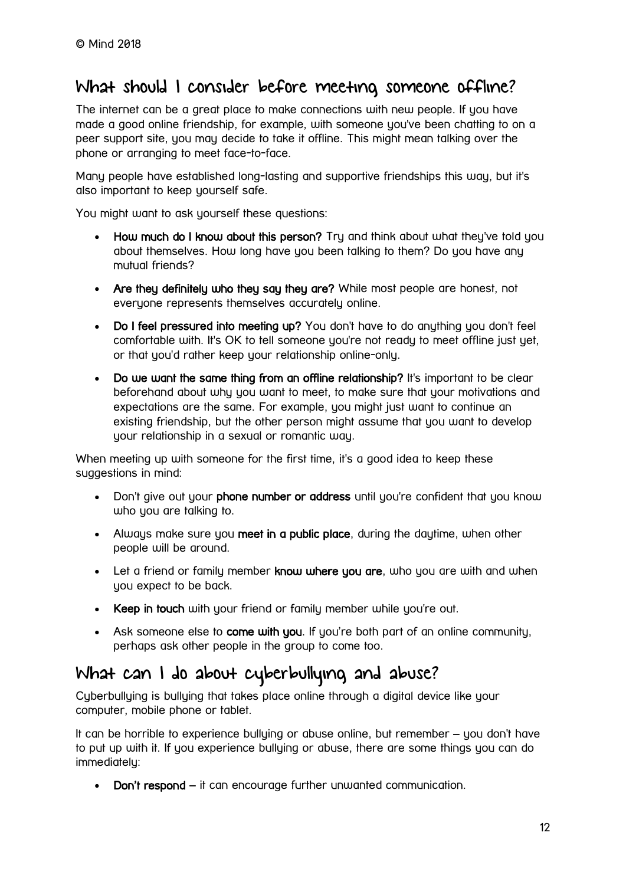© Mind 2018

## What should I consider before meeting someone offline?

The internet can be a great place to make connections with new people. If you have made a good online friendship, for example, with someone you've been chatting to on a peer support site, you may decide to take it offline. This might mean talking over the phone or arranging to meet face-to-face.

Many people have established long-lasting and supportive friendships this way, but it's also important to keep yourself safe.

You might want to ask yourself these questions:

- **How much do I know about this person?** Try and think about what they've told you about themselves. How long have you been talking to them? Do you have any mutual friends?
- **Are they definitely who they say they are?** While most people are honest, not everyone represents themselves accurately online.
- **Do I feel pressured into meeting up?** You don't have to do anything you don't feel comfortable with. It's OK to tell someone you're not ready to meet offline just yet, or that you'd rather keep your relationship online-only.
- **Do we want the same thing from an offline relationship?** It's important to be clear beforehand about why you want to meet, to make sure that your motivations and expectations are the same. For example, you might just want to continue an existing friendship, but the other person might assume that you want to develop your relationship in a sexual or romantic way.

When meeting up with someone for the first time, it's a good idea to keep these suggestions in mind:

- Don't give out your **phone number or address** until you're confident that you know who you are talking to.
- Always make sure you **meet in a public place**, during the daytime, when other people will be around.
- Let a friend or family member **know where you are**, who you are with and when you expect to be back.
- **Keep in touch** with your friend or family member while you're out.
- Ask someone else to **come with you**. If you're both part of an online community, perhaps ask other people in the group to come too.

## What can I do about cyberbullying and abuse?

Cyberbullying is bullying that takes place online through a digital device like your computer, mobile phone or tablet.

It can be horrible to experience bullying or abuse online, but remember – you don't have to put up with it. If you experience bullying or abuse, there are some things you can do immediately:

- **Don't respond** – it can encourage further unwanted communication.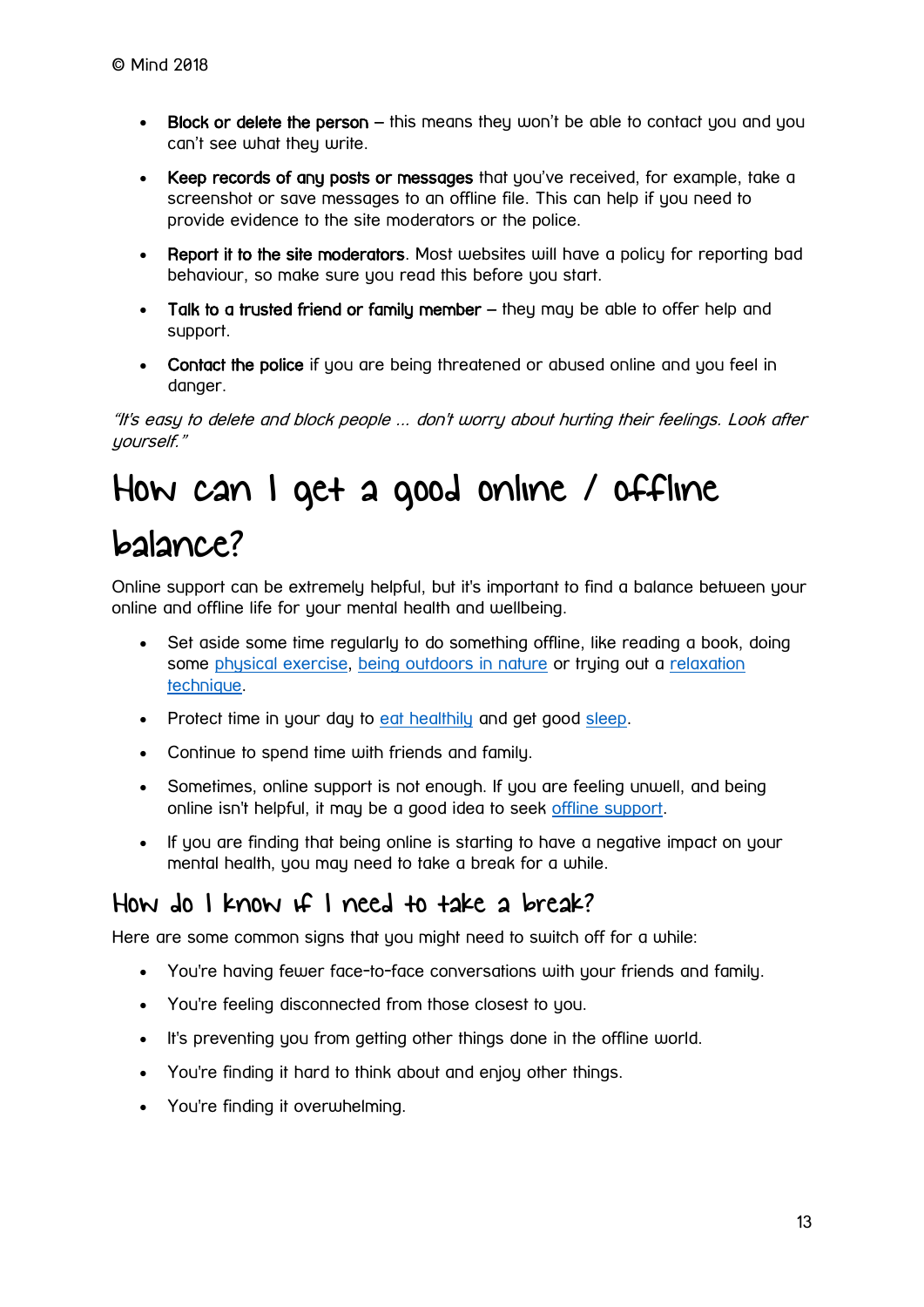- **Block or delete the person** – this means they won't be able to contact you and you can't see what they write.
- **Keep records of any posts or messages** that you've received, for example, take a screenshot or save messages to an offline file. This can help if you need to provide evidence to the site moderators or the police.
- **Report it to the site moderators**. Most websites will have a policy for reporting bad behaviour, so make sure you read this before you start.
- **Talk to a trusted friend or family member** – they may be able to offer help and support.
- **Contact the police** if you are being threatened or abused online and you feel in danger.

*"It's easy to delete and block people ... don't worry about hurting their feelings. Look after yourself."*

# How can I get a good online / offline balance?

Online support can be extremely helpful, but it's important to find a balance between your online and offline life for your mental health and wellbeing.

- Set aside some time regularly to do something offline, like reading a book, doing some physical exercise, being outdoors in nature or trying out a relaxation technique.
- Protect time in your day to eat healthily and get good sleep.
- Continue to spend time with friends and family.
- Sometimes, online support is not enough. If you are feeling unwell, and being online isn't helpful, it may be a good idea to seek offline support.
- If you are finding that being online is starting to have a negative impact on your mental health, you may need to take a break for a while.

## How do I know if I need to take a break?

Here are some common signs that you might need to switch off for a while:

- You're having fewer face-to-face conversations with your friends and family.
- You're feeling disconnected from those closest to you.
- It's preventing you from getting other things done in the offline world.
- You're finding it hard to think about and enjoy other things.
- You're finding it overwhelming.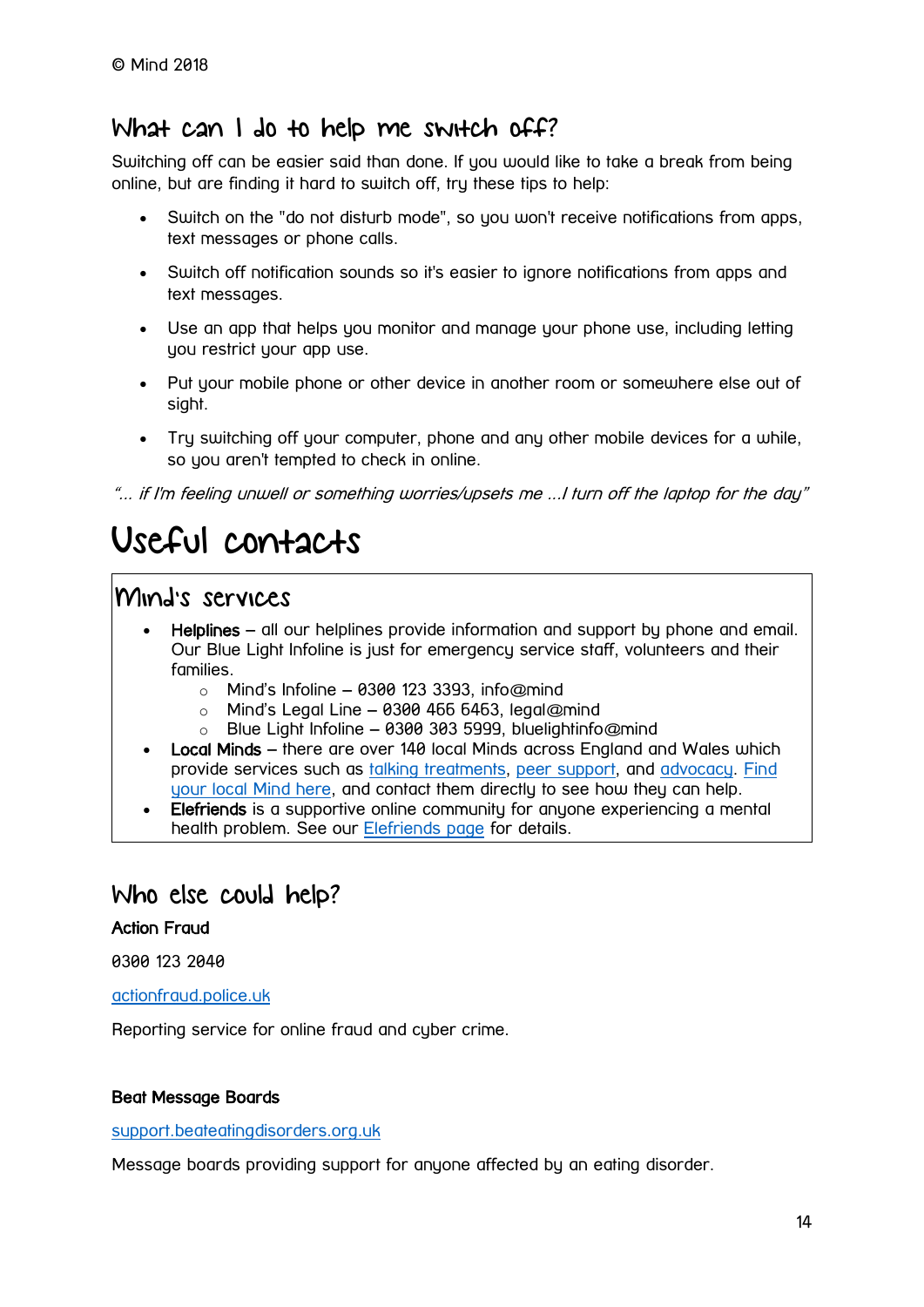© Mind 2018

## What can I do to help me switch off?

Switching off can be easier said than done. If you would like to take a break from being online, but are finding it hard to switch off, try these tips to help:

- Switch on the "do not disturb mode", so you won't receive notifications from apps, text messages or phone calls.
- Switch off notification sounds so it's easier to ignore notifications from apps and text messages.
- Use an app that helps you monitor and manage your phone use, including letting you restrict your app use.
- Put your mobile phone or other device in another room or somewhere else out of sight.
- Try switching off your computer, phone and any other mobile devices for a while, so you aren't tempted to check in online.

*"... if I'm feeling unwell or something worries/upsets me ...I turn off the laptop for the day"*

# Useful contacts

## Mind's services

- **Helplines** – all our helplines provide information and support by phone and email. Our Blue Light Infoline is just for emergency service staff, volunteers and their families.
  - Mind's Infoline – 0300 123 3393, info@mind
  - Mind's Legal Line – 0300 466 6463, legal@mind
  - Blue Light Infoline – 0300 303 5999, bluelightinfo@mind
- **Local Minds** – there are over 140 local Minds across England and Wales which provide services such as talking treatments, peer support, and advocacy. Find your local Mind here, and contact them directly to see how they can help.
- **Elefriends** is a supportive online community for anyone experiencing a mental health problem. See our Elefriends page for details.

## Who else could help?

**Action Fraud**

0300 123 2040

actionfraud.police.uk

Reporting service for online fraud and cyber crime.

**Beat Message Boards**

support.beateatingdisorders.org.uk

Message boards providing support for anyone affected by an eating disorder.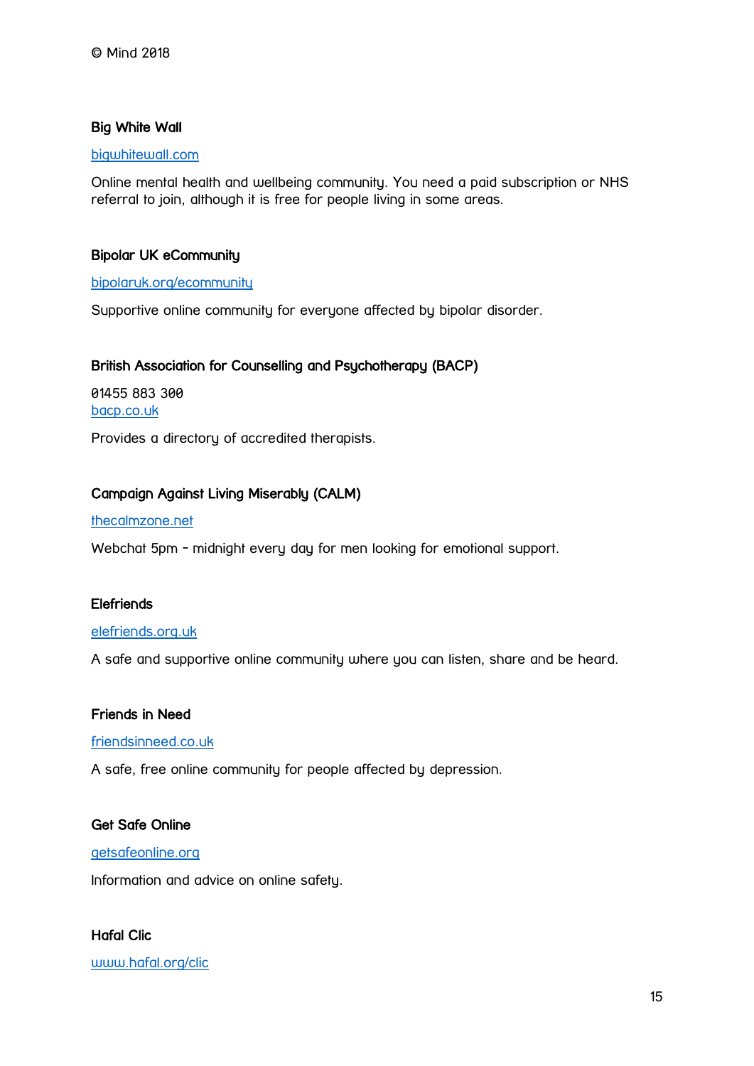© Mind 2018

**Big White Wall**

[bigwhitewall.com](bigwhitewall.com)

Online mental health and wellbeing community. You need a paid subscription or NHS referral to join, although it is free for people living in some areas.

**Bipolar UK eCommunity**

[bipolaruk.org/ecommunity](bipolaruk.org/ecommunity)

Supportive online community for everyone affected by bipolar disorder.

**British Association for Counselling and Psychotherapy (BACP)**

01455 883 300
[bacp.co.uk](bacp.co.uk)

Provides a directory of accredited therapists.

**Campaign Against Living Miserably (CALM)**

[thecalmzone.net](thecalmzone.net)

Webchat 5pm – midnight every day for men looking for emotional support.

**Elefriends**

[elefriends.org.uk](elefriends.org.uk)

A safe and supportive online community where you can listen, share and be heard.

**Friends in Need**

[friendsinneed.co.uk](friendsinneed.co.uk)

A safe, free online community for people affected by depression.

**Get Safe Online**

[getsafeonline.org](getsafeonline.org)

Information and advice on online safety.

**Hafal Clic**

[www.hafal.org/clic](www.hafal.org/clic)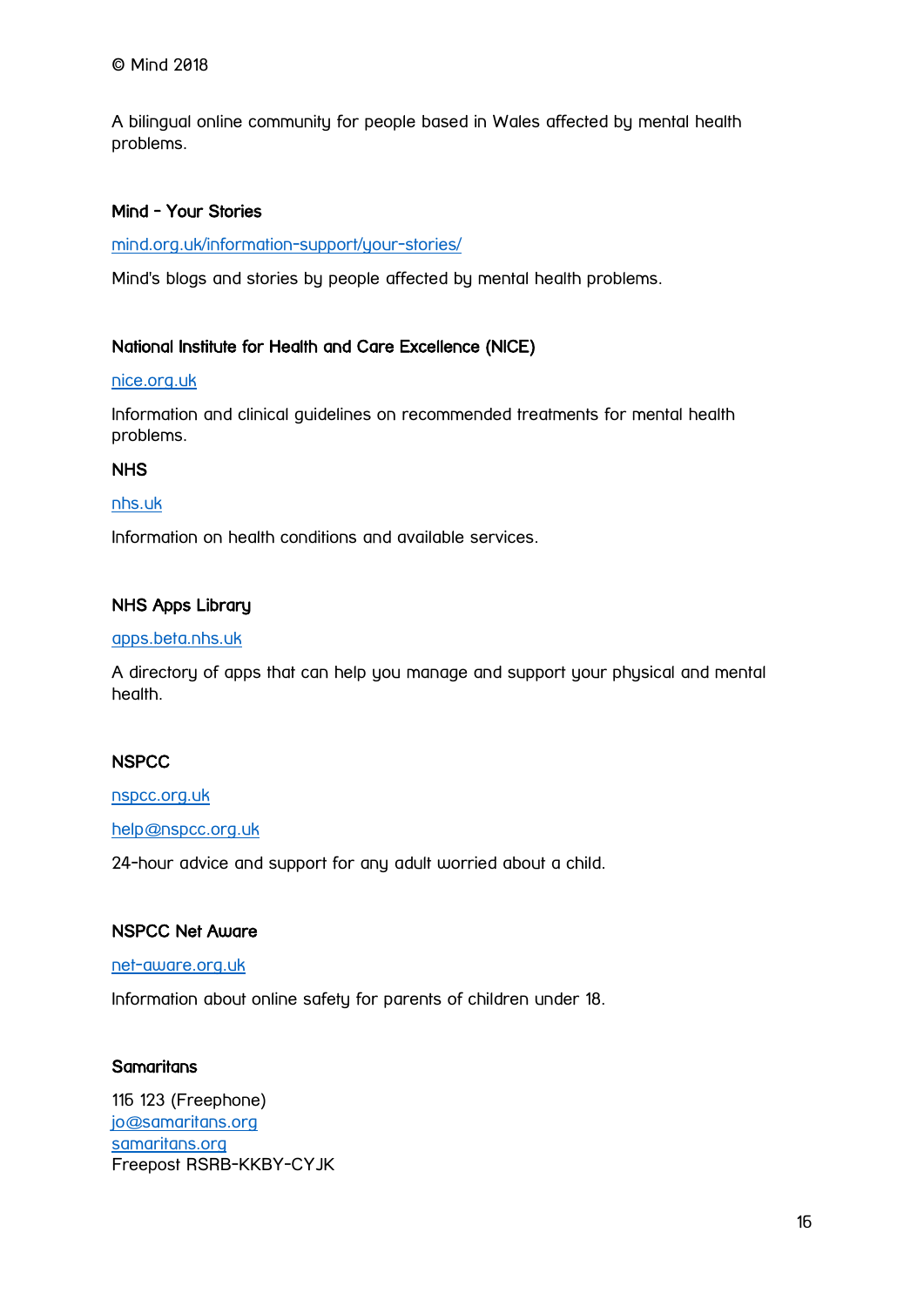© Mind 2018

A bilingual online community for people based in Wales affected by mental health problems.

### Mind - Your Stories

mind.org.uk/information-support/your-stories/

Mind's blogs and stories by people affected by mental health problems.

### National Institute for Health and Care Excellence (NICE)

nice.org.uk

Information and clinical guidelines on recommended treatments for mental health problems.

### NHS

nhs.uk

Information on health conditions and available services.

### NHS Apps Library

apps.beta.nhs.uk

A directory of apps that can help you manage and support your physical and mental health.

### NSPCC

nspcc.org.uk

help@nspcc.org.uk

24-hour advice and support for any adult worried about a child.

### NSPCC Net Aware

net-aware.org.uk

Information about online safety for parents of children under 18.

### Samaritans

116 123 (Freephone)
jo@samaritans.org
samaritans.org
Freepost RSRB-KKBY-CYJK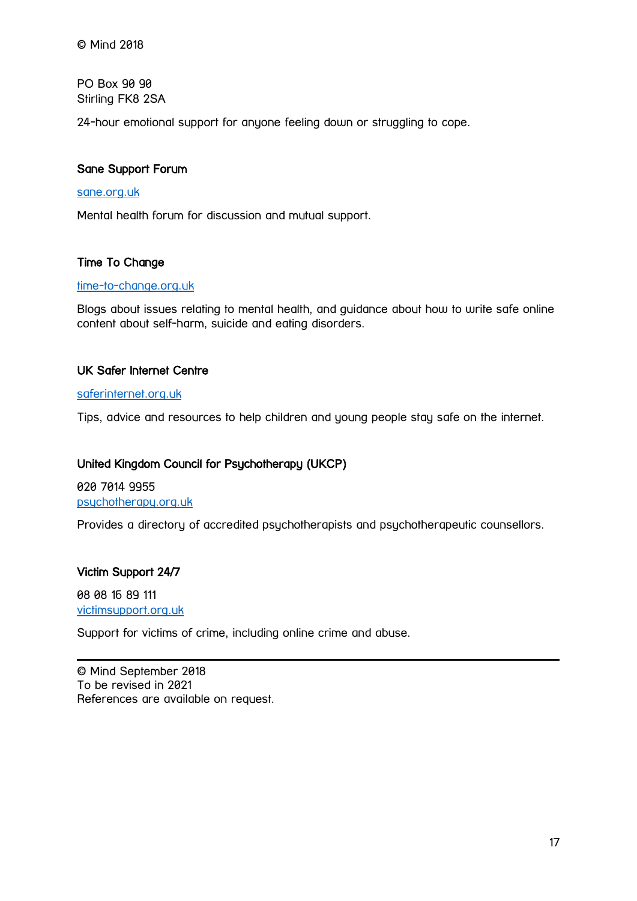© Mind 2018

PO Box 90 90
Stirling FK8 2SA

24-hour emotional support for anyone feeling down or struggling to cope.

### Sane Support Forum

sane.org.uk

Mental health forum for discussion and mutual support.

### Time To Change

time-to-change.org.uk

Blogs about issues relating to mental health, and guidance about how to write safe online content about self-harm, suicide and eating disorders.

### UK Safer Internet Centre

saferinternet.org.uk

Tips, advice and resources to help children and young people stay safe on the internet.

### United Kingdom Council for Psychotherapy (UKCP)

020 7014 9955
psychotherapy.org.uk

Provides a directory of accredited psychotherapists and psychotherapeutic counsellors.

### Victim Support 24/7

08 08 16 89 111
victimsupport.org.uk

Support for victims of crime, including online crime and abuse.

---

© Mind September 2018
To be revised in 2021
References are available on request.